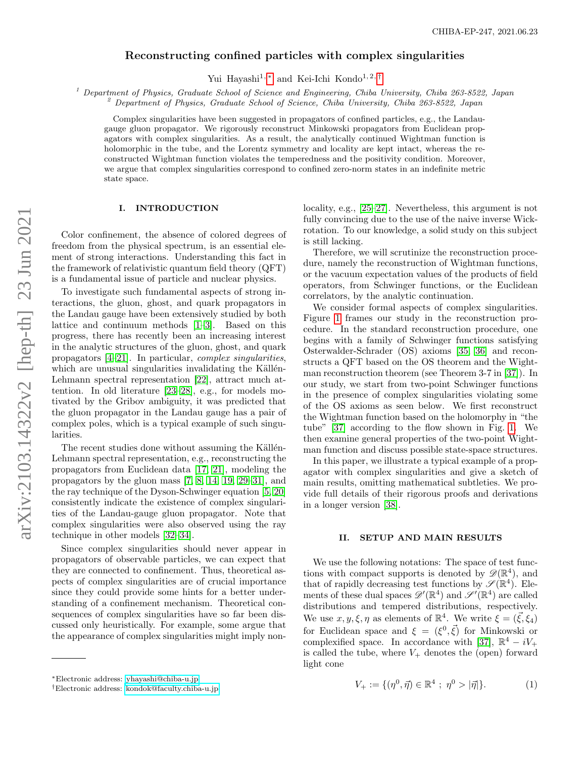# Reconstructing confined particles with complex singularities

Yui Hayashi[1,*] and Kei-Ichi Kondo[1,2,†]

[1] *Department of Physics, Graduate School of Science and Engineering, Chiba University, Chiba 263-8522, Japan*
[2] *Department of Physics, Graduate School of Science, Chiba University, Chiba 263-8522, Japan*

Complex singularities have been suggested in propagators of confined particles, e.g., the Landau-gauge gluon propagator. We rigorously reconstruct Minkowski propagators from Euclidean propagators with complex singularities. As a result, the analytically continued Wightman function is holomorphic in the tube, and the Lorentz symmetry and locality are kept intact, whereas the reconstructed Wightman function violates the temperedness and the positivity condition. Moreover, we argue that complex singularities correspond to confined zero-norm states in an indefinite metric state space.

## I. INTRODUCTION

Color confinement, the absence of colored degrees of freedom from the physical spectrum, is an essential element of strong interactions. Understanding this fact in the framework of relativistic quantum field theory (QFT) is a fundamental issue of particle and nuclear physics.

To investigate such fundamental aspects of strong interactions, the gluon, ghost, and quark propagators in the Landau gauge have been extensively studied by both lattice and continuum methods [1–3]. Based on this progress, there has recently been an increasing interest in the analytic structures of the gluon, ghost, and quark propagators [4–21]. In particular, *complex singularities*, which are unusual singularities invalidating the Källén-Lehmann spectral representation [22], attract much attention. In old literature [23–28], e.g., for models motivated by the Gribov ambiguity, it was predicted that the gluon propagator in the Landau gauge has a pair of complex poles, which is a typical example of such singularities.

The recent studies done without assuming the Källén-Lehmann spectral representation, e.g., reconstructing the propagators from Euclidean data [17, 21], modeling the propagators by the gluon mass [7, 8, 14, 19, 29–31], and the ray technique of the Dyson-Schwinger equation [5, 20] consistently indicate the existence of complex singularities of the Landau-gauge gluon propagator. Note that complex singularities were also observed using the ray technique in other models [32–34].

Since complex singularities should never appear in propagators of observable particles, we can expect that they are connected to confinement. Thus, theoretical aspects of complex singularities are of crucial importance since they could provide some hints for a better understanding of a confinement mechanism. Theoretical consequences of complex singularities have so far been discussed only heuristically. For example, some argue that the appearance of complex singularities might imply nonlocality, e.g., [25–27]. Nevertheless, this argument is not fully convincing due to the use of the naive inverse Wick-rotation. To our knowledge, a solid study on this subject is still lacking.

Therefore, we will scrutinize the reconstruction procedure, namely the reconstruction of Wightman functions, or the vacuum expectation values of the products of field operators, from Schwinger functions, or the Euclidean correlators, by the analytic continuation.

We consider formal aspects of complex singularities. Figure 1 frames our study in the reconstruction procedure. In the standard reconstruction procedure, one begins with a family of Schwinger functions satisfying Osterwalder-Schrader (OS) axioms [35, 36] and reconstructs a QFT based on the OS theorem and the Wightman reconstruction theorem (see Theorem 3-7 in [37]). In our study, we start from two-point Schwinger functions in the presence of complex singularities violating some of the OS axioms as seen below. We first reconstruct the Wightman function based on the holomorphy in "the tube" [37] according to the flow shown in Fig. 1. We then examine general properties of the two-point Wightman function and discuss possible state-space structures.

In this paper, we illustrate a typical example of a propagator with complex singularities and give a sketch of main results, omitting mathematical subtleties. We provide full details of their rigorous proofs and derivations in a longer version [38].

## II. SETUP AND MAIN RESULTS

We use the following notations: The space of test functions with compact supports is denoted by $\mathscr{D}(\mathbb{R}^4)$, and that of rapidly decreasing test functions by $\mathscr{S}(\mathbb{R}^4)$. Elements of these dual spaces $\mathscr{D}'(\mathbb{R}^4)$ and $\mathscr{S}'(\mathbb{R}^4)$ are called distributions and tempered distributions, respectively. We use $x, y, \xi, \eta$ as elements of $\mathbb{R}^4$. We write $\xi = (\vec{\xi}, \xi_4)$ for Euclidean space and $\xi = (\xi^0, \vec{\xi})$ for Minkowski or complexified space. In accordance with [37], $\mathbb{R}^4 - iV_+$ is called the tube, where $V_+$ denotes the (open) forward light cone

$$V_+ := \{(\eta^0, \vec{\eta}) \in \mathbb{R}^4 \ ; \ \eta^0 > |\vec{\eta}|\}. \tag{1}$$

---

*Electronic address: yhayashi@chiba-u.jp
†Electronic address: kondok@faculty.chiba-u.jp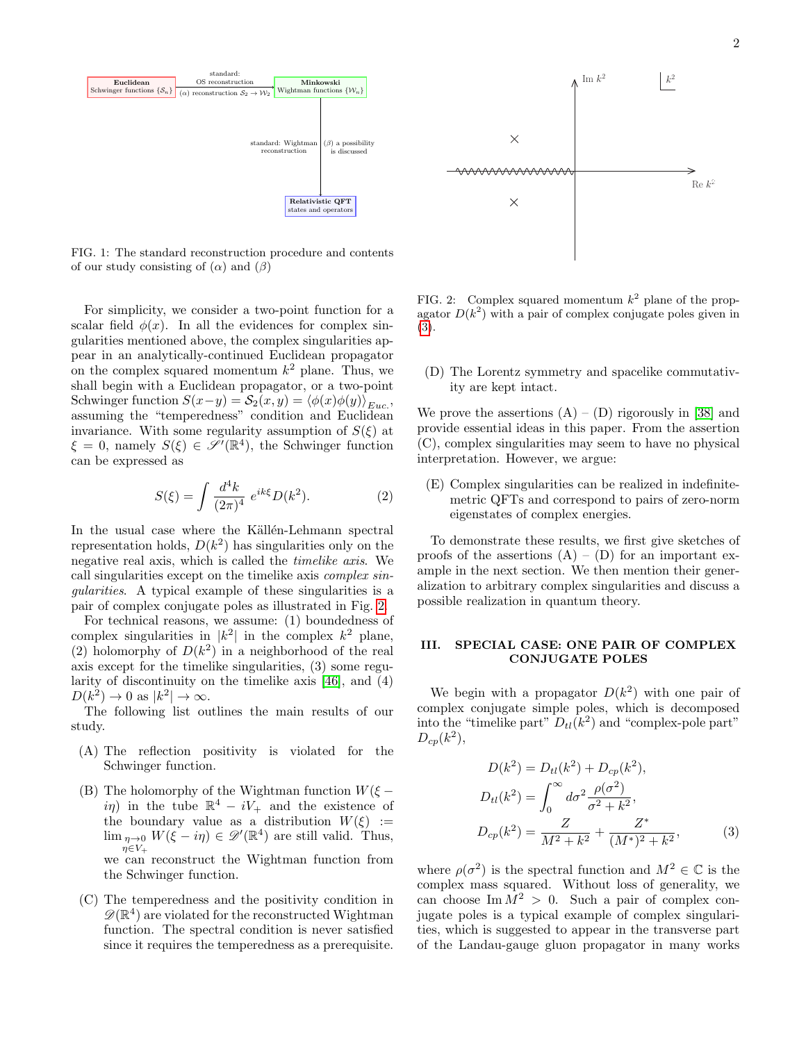FIG. 1: The standard reconstruction procedure and contents of our study consisting of ($\alpha$) and ($\beta$)

For simplicity, we consider a two-point function for a scalar field $\phi(x)$. In all the evidences for complex singularities mentioned above, the complex singularities appear in an analytically-continued Euclidean propagator on the complex squared momentum $k^2$ plane. Thus, we shall begin with a Euclidean propagator, or a two-point Schwinger function $S(x-y) = \mathcal{S}_2(x,y) = \langle \phi(x)\phi(y)\rangle_{Euc.}$, assuming the "temperedness" condition and Euclidean invariance. With some regularity assumption of $S(\xi)$ at $\xi = 0$, namely $S(\xi) \in \mathscr{S}'(\mathbb{R}^4)$, the Schwinger function can be expressed as

$$S(\xi) = \int \frac{d^4k}{(2\pi)^4}\, e^{ik\xi} D(k^2). \tag{2}$$

In the usual case where the Källén-Lehmann spectral representation holds, $D(k^2)$ has singularities only on the negative real axis, which is called the *timelike axis*. We call singularities except on the timelike axis *complex singularities*. A typical example of these singularities is a pair of complex conjugate poles as illustrated in Fig. 2.

For technical reasons, we assume: (1) boundedness of complex singularities in $|k^2|$ in the complex $k^2$ plane, (2) holomorphy of $D(k^2)$ in a neighborhood of the real axis except for the timelike singularities, (3) some regularity of discontinuity on the timelike axis [46], and (4) $D(k^2) \to 0$ as $|k^2| \to \infty$.

The following list outlines the main results of our study.

- (A) The reflection positivity is violated for the Schwinger function.
- (B) The holomorphy of the Wightman function $W(\xi - i\eta)$ in the tube $\mathbb{R}^4 - iV_+$ and the existence of the boundary value as a distribution $W(\xi) := \lim_{\substack{\eta\to 0\\ \eta\in V_+}} W(\xi - i\eta) \in \mathscr{D}'(\mathbb{R}^4)$ are still valid. Thus, we can reconstruct the Wightman function from the Schwinger function.
- (C) The temperedness and the positivity condition in $\mathscr{D}(\mathbb{R}^4)$ are violated for the reconstructed Wightman function. The spectral condition is never satisfied since it requires the temperedness as a prerequisite.

FIG. 2: Complex squared momentum $k^2$ plane of the propagator $D(k^2)$ with a pair of complex conjugate poles given in (3).

- (D) The Lorentz symmetry and spacelike commutativity are kept intact.

We prove the assertions (A) – (D) rigorously in [38] and provide essential ideas in this paper. From the assertion (C), complex singularities may seem to have no physical interpretation. However, we argue:

- (E) Complex singularities can be realized in indefinite-metric QFTs and correspond to pairs of zero-norm eigenstates of complex energies.

To demonstrate these results, we first give sketches of proofs of the assertions (A) – (D) for an important example in the next section. We then mention their generalization to arbitrary complex singularities and discuss a possible realization in quantum theory.

## III. SPECIAL CASE: ONE PAIR OF COMPLEX CONJUGATE POLES

We begin with a propagator $D(k^2)$ with one pair of complex conjugate simple poles, which is decomposed into the "timelike part" $D_{tl}(k^2)$ and "complex-pole part" $D_{cp}(k^2)$,

$$\begin{aligned} D(k^2) &= D_{tl}(k^2) + D_{cp}(k^2), \\ D_{tl}(k^2) &= \int_0^\infty d\sigma^2 \frac{\rho(\sigma^2)}{\sigma^2 + k^2}, \\ D_{cp}(k^2) &= \frac{Z}{M^2 + k^2} + \frac{Z^*}{(M^*)^2 + k^2}, \end{aligned} \tag{3}$$

where $\rho(\sigma^2)$ is the spectral function and $M^2 \in \mathbb{C}$ is the complex mass squared. Without loss of generality, we can choose $\mathrm{Im}\, M^2 > 0$. Such a pair of complex conjugate poles is a typical example of complex singularities, which is suggested to appear in the transverse part of the Landau-gauge gluon propagator in many works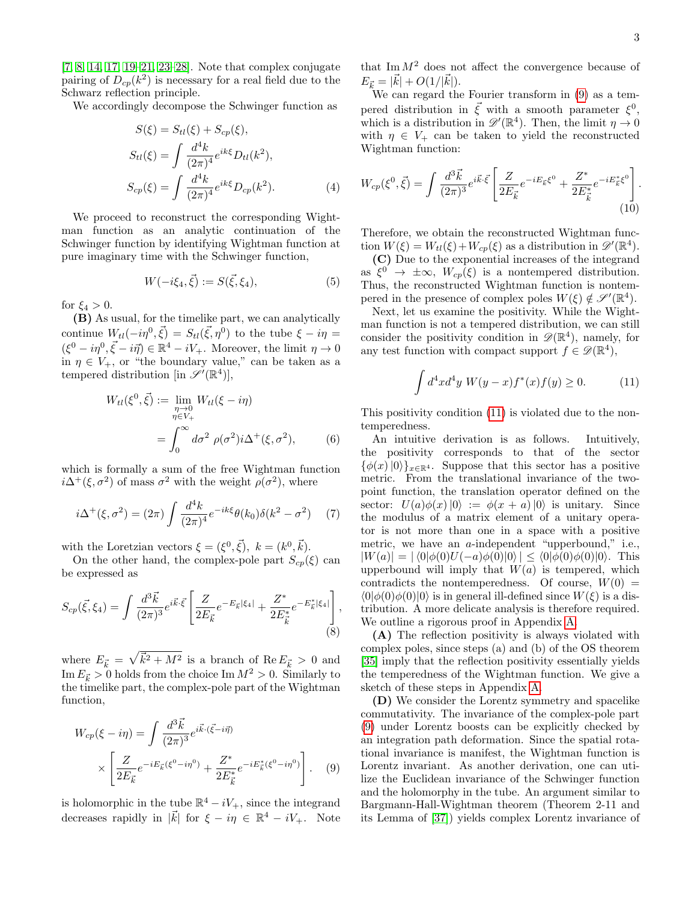[7, 8, 14, 17, 19–21, 23–28]. Note that complex conjugate pairing of $D_{cp}(k^2)$ is necessary for a real field due to the Schwarz reflection principle.

We accordingly decompose the Schwinger function as

$$
\begin{aligned}
S(\xi) &= S_{tl}(\xi) + S_{cp}(\xi), \\
S_{tl}(\xi) &= \int \frac{d^4k}{(2\pi)^4} e^{ik\xi} D_{tl}(k^2), \\
S_{cp}(\xi) &= \int \frac{d^4k}{(2\pi)^4} e^{ik\xi} D_{cp}(k^2). \qquad (4)
\end{aligned}
$$

We proceed to reconstruct the corresponding Wightman function as an analytic continuation of the Schwinger function by identifying Wightman function at pure imaginary time with the Schwinger function,

$$
W(-i\xi_4, \vec{\xi}) := S(\vec{\xi}, \xi_4), \qquad (5)
$$

for $\xi_4 > 0$.

**(B)** As usual, for the timelike part, we can analytically continue $W_{tl}(-i\eta^0, \vec{\xi}) = S_{tl}(\vec{\xi}, \eta^0)$ to the tube $\xi - i\eta = (\xi^0 - i\eta^0, \vec{\xi} - i\vec{\eta}) \in \mathbb{R}^4 - iV_+$. Moreover, the limit $\eta \to 0$ in $\eta \in V_+$, or "the boundary value," can be taken as a tempered distribution [in $\mathscr{S}'(\mathbb{R}^4)$],

$$
\begin{aligned}
W_{tl}(\xi^0, \vec{\xi}) &:= \lim_{\substack{\eta \to 0 \\ \eta \in V_+}} W_{tl}(\xi - i\eta) \\
&= \int_0^\infty d\sigma^2 \ \rho(\sigma^2) i\Delta^+(\xi, \sigma^2), \qquad (6)
\end{aligned}
$$

which is formally a sum of the free Wightman function $i\Delta^+(\xi, \sigma^2)$ of mass $\sigma^2$ with the weight $\rho(\sigma^2)$, where

$$
i\Delta^+(\xi, \sigma^2) = (2\pi) \int \frac{d^4k}{(2\pi)^4} e^{-ik\xi} \theta(k_0) \delta(k^2 - \sigma^2) \qquad (7)
$$

with the Loretzian vectors $\xi = (\xi^0, \vec{\xi}), \ k = (k^0, \vec{k})$.

On the other hand, the complex-pole part $S_{cp}(\xi)$ can be expressed as

$$
S_{cp}(\vec{\xi}, \xi_4) = \int \frac{d^3\vec{k}}{(2\pi)^3} e^{i\vec{k}\cdot\vec{\xi}} \left[ \frac{Z}{2E_{\vec{k}}} e^{-E_{\vec{k}}|\xi_4|} + \frac{Z^*}{2E^*_{\vec{k}}} e^{-E^*_{\vec{k}}|\xi_4|} \right], \qquad (8)
$$

where $E_{\vec{k}} = \sqrt{\vec{k}^2 + M^2}$ is a branch of $\operatorname{Re} E_{\vec{k}} > 0$ and $\operatorname{Im} E_{\vec{k}} > 0$ holds from the choice $\operatorname{Im} M^2 > 0$. Similarly to the timelike part, the complex-pole part of the Wightman function,

$$
\begin{aligned}
W_{cp}(\xi - i\eta) &= \int \frac{d^3\vec{k}}{(2\pi)^3} e^{i\vec{k}\cdot(\vec{\xi} - i\vec{\eta})} \\
&\times \left[ \frac{Z}{2E_{\vec{k}}} e^{-iE_{\vec{k}}(\xi^0 - i\eta^0)} + \frac{Z^*}{2E^*_{\vec{k}}} e^{-iE^*_{\vec{k}}(\xi^0 - i\eta^0)} \right]. \qquad (9)
\end{aligned}
$$

is holomorphic in the tube $\mathbb{R}^4 - iV_+$, since the integrand decreases rapidly in $|\vec{k}|$ for $\xi - i\eta \in \mathbb{R}^4 - iV_+$. Note that $\operatorname{Im} M^2$ does not affect the convergence because of $E_{\vec{k}} = |\vec{k}| + O(1/|\vec{k}|)$.

We can regard the Fourier transform in (9) as a tempered distribution in $\vec{\xi}$ with a smooth parameter $\xi^0$, which is a distribution in $\mathscr{D}'(\mathbb{R}^4)$. Then, the limit $\eta \to 0$ with $\eta \in V_+$ can be taken to yield the reconstructed Wightman function:

$$
W_{cp}(\xi^0, \vec{\xi}) = \int \frac{d^3\vec{k}}{(2\pi)^3} e^{i\vec{k}\cdot\vec{\xi}} \left[ \frac{Z}{2E_{\vec{k}}} e^{-iE_{\vec{k}}\xi^0} + \frac{Z^*}{2E^*_{\vec{k}}} e^{-iE^*_{\vec{k}}\xi^0} \right]. \qquad (10)
$$

Therefore, we obtain the reconstructed Wightman function $W(\xi) = W_{tl}(\xi) + W_{cp}(\xi)$ as a distribution in $\mathscr{D}'(\mathbb{R}^4)$.

**(C)** Due to the exponential increases of the integrand as $\xi^0 \to \pm\infty$, $W_{cp}(\xi)$ is a nontempered distribution. Thus, the reconstructed Wightman function is nontempered in the presence of complex poles $W(\xi) \notin \mathscr{S}'(\mathbb{R}^4)$.

Next, let us examine the positivity. While the Wightman function is not a tempered distribution, we can still consider the positivity condition in $\mathscr{D}(\mathbb{R}^4)$, namely, for any test function with compact support $f \in \mathscr{D}(\mathbb{R}^4)$,

$$
\int d^4x d^4y \ W(y - x) f^*(x) f(y) \geq 0. \qquad (11)
$$

This positivity condition (11) is violated due to the nontemperedness.

An intuitive derivation is as follows. Intuitively, the positivity corresponds to that of the sector $\{\phi(x)\,|0\rangle\}_{x \in \mathbb{R}^4}$. Suppose that this sector has a positive metric. From the translational invariance of the two-point function, the translation operator defined on the sector: $U(a)\phi(x)\,|0\rangle := \phi(x + a)\,|0\rangle$ is unitary. Since the modulus of a matrix element of a unitary operator is not more than one in a space with a positive metric, we have an $a$-independent "upperbound," i.e., $|W(a)| = |\langle 0|\phi(0)U(-a)\phi(0)|0\rangle| \leq \langle 0|\phi(0)\phi(0)|0\rangle$. This upperbound will imply that $W(a)$ is tempered, which contradicts the nontemperedness. Of course, $W(0) = \langle 0|\phi(0)\phi(0)|0\rangle$ is in general ill-defined since $W(\xi)$ is a distribution. A more delicate analysis is therefore required. We outline a rigorous proof in Appendix A.

**(A)** The reflection positivity is always violated with complex poles, since steps (a) and (b) of the OS theorem [35] imply that the reflection positivity essentially yields the temperedness of the Wightman function. We give a sketch of these steps in Appendix A.

**(D)** We consider the Lorentz symmetry and spacelike commutativity. The invariance of the complex-pole part (9) under Lorentz boosts can be explicitly checked by an integration path deformation. Since the spatial rotational invariance is manifest, the Wightman function is Lorentz invariant. As another derivation, one can utilize the Euclidean invariance of the Schwinger function and the holomorphy in the tube. An argument similar to Bargmann-Hall-Wightman theorem (Theorem 2-11 and its Lemma of [37]) yields complex Lorentz invariance of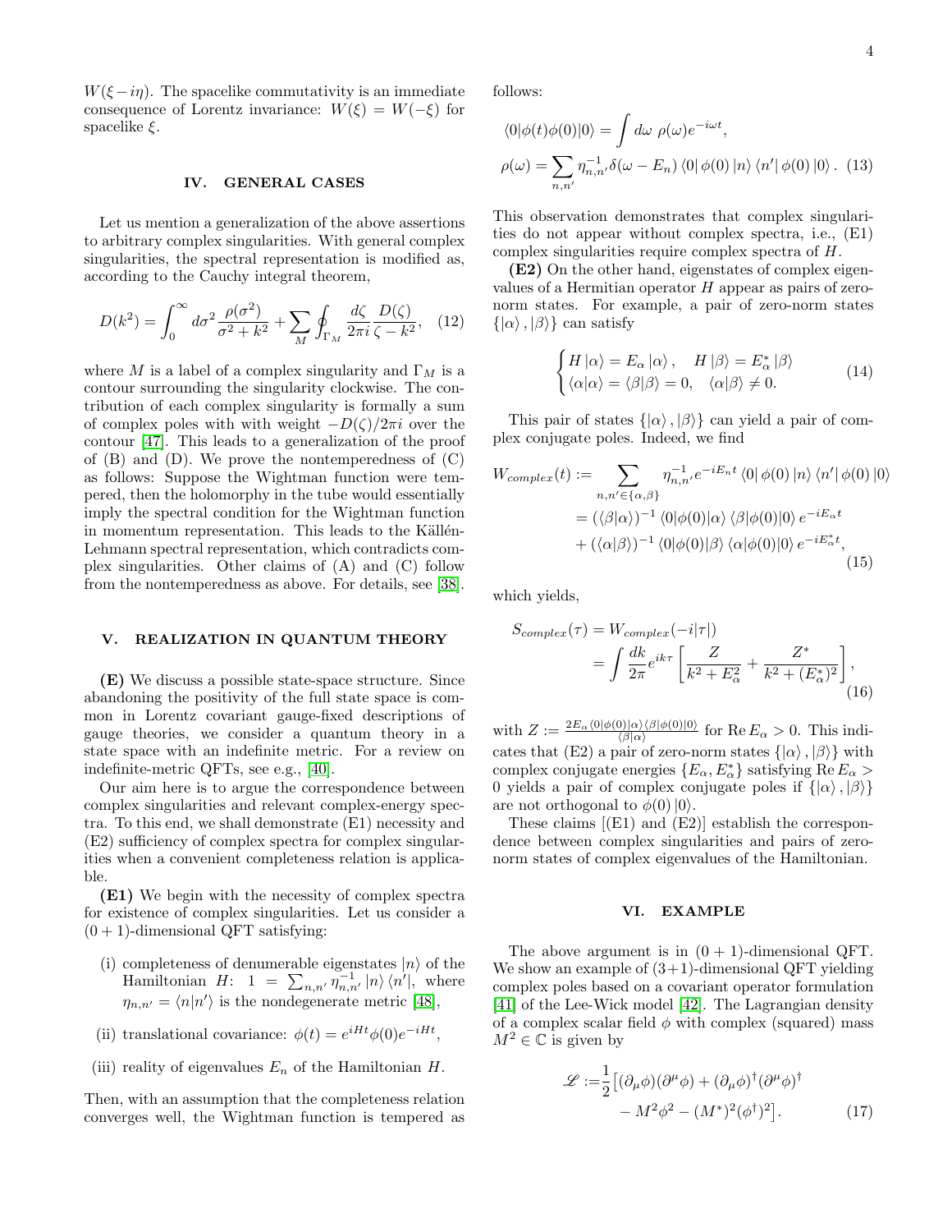$W(\xi - i\eta)$. The spacelike commutativity is an immediate consequence of Lorentz invariance: $W(\xi) = W(-\xi)$ for spacelike $\xi$.

## IV. GENERAL CASES

Let us mention a generalization of the above assertions to arbitrary complex singularities. With general complex singularities, the spectral representation is modified as, according to the Cauchy integral theorem,

$$D(k^2) = \int_0^\infty d\sigma^2 \frac{\rho(\sigma^2)}{\sigma^2 + k^2} + \sum_M \oint_{\Gamma_M} \frac{d\zeta}{2\pi i} \frac{D(\zeta)}{\zeta - k^2}, \quad (12)$$

where $M$ is a label of a complex singularity and $\Gamma_M$ is a contour surrounding the singularity clockwise. The contribution of each complex singularity is formally a sum of complex poles with with weight $-D(\zeta)/2\pi i$ over the contour [47]. This leads to a generalization of the proof of (B) and (D). We prove the nontemperedness of (C) as follows: Suppose the Wightman function were tempered, then the holomorphy in the tube would essentially imply the spectral condition for the Wightman function in momentum representation. This leads to the Källén-Lehmann spectral representation, which contradicts complex singularities. Other claims of (A) and (C) follow from the nontemperedness as above. For details, see [38].

## V. REALIZATION IN QUANTUM THEORY

**(E)** We discuss a possible state-space structure. Since abandoning the positivity of the full state space is common in Lorentz covariant gauge-fixed descriptions of gauge theories, we consider a quantum theory in a state space with an indefinite metric. For a review on indefinite-metric QFTs, see e.g., [40].

Our aim here is to argue the correspondence between complex singularities and relevant complex-energy spectra. To this end, we shall demonstrate (E1) necessity and (E2) sufficiency of complex spectra for complex singularities when a convenient completeness relation is applicable.

**(E1)** We begin with the necessity of complex spectra for existence of complex singularities. Let us consider a $(0+1)$-dimensional QFT satisfying:

(i) completeness of denumerable eigenstates $|n\rangle$ of the Hamiltonian $H$: $1 = \sum_{n,n'} \eta^{-1}_{n,n'} |n\rangle \langle n'|$, where $\eta_{n,n'} = \langle n|n'\rangle$ is the nondegenerate metric [48],

(ii) translational covariance: $\phi(t) = e^{iHt}\phi(0)e^{-iHt}$,

(iii) reality of eigenvalues $E_n$ of the Hamiltonian $H$.

Then, with an assumption that the completeness relation converges well, the Wightman function is tempered as follows:

$$\begin{aligned} \langle 0|\phi(t)\phi(0)|0\rangle &= \int d\omega \ \rho(\omega) e^{-i\omega t}, \\ \rho(\omega) &= \sum_{n,n'} \eta^{-1}_{n,n'} \delta(\omega - E_n) \langle 0| \phi(0) |n\rangle \langle n'| \phi(0) |0\rangle . \quad (13) \end{aligned}$$

This observation demonstrates that complex singularities do not appear without complex spectra, i.e., (E1) complex singularities require complex spectra of $H$.

**(E2)** On the other hand, eigenstates of complex eigenvalues of a Hermitian operator $H$ appear as pairs of zero-norm states. For example, a pair of zero-norm states $\{|\alpha\rangle, |\beta\rangle\}$ can satisfy

$$\begin{cases} H|\alpha\rangle = E_\alpha |\alpha\rangle, \quad H|\beta\rangle = E_\alpha^* |\beta\rangle \\ \langle\alpha|\alpha\rangle = \langle\beta|\beta\rangle = 0, \quad \langle\alpha|\beta\rangle \neq 0. \end{cases} \quad (14)$$

This pair of states $\{|\alpha\rangle, |\beta\rangle\}$ can yield a pair of complex conjugate poles. Indeed, we find

$$\begin{aligned} W_{complex}(t) &:= \sum_{n,n' \in \{\alpha,\beta\}} \eta^{-1}_{n,n'} e^{-iE_n t} \langle 0| \phi(0) |n\rangle \langle n'| \phi(0) |0\rangle \\ &= (\langle\beta|\alpha\rangle)^{-1} \langle 0|\phi(0)|\alpha\rangle \langle\beta|\phi(0)|0\rangle e^{-iE_\alpha t} \\ &\quad + (\langle\alpha|\beta\rangle)^{-1} \langle 0|\phi(0)|\beta\rangle \langle\alpha|\phi(0)|0\rangle e^{-iE_\alpha^* t}, \end{aligned} \quad (15)$$

which yields,

$$\begin{aligned} S_{complex}(\tau) &= W_{complex}(-i|\tau|) \\ &= \int \frac{dk}{2\pi} e^{ik\tau} \left[ \frac{Z}{k^2 + E_\alpha^2} + \frac{Z^*}{k^2 + (E_\alpha^*)^2} \right], \end{aligned} \quad (16)$$

with $Z := \frac{2E_\alpha \langle 0|\phi(0)|\alpha\rangle\langle\beta|\phi(0)|0\rangle}{\langle\beta|\alpha\rangle}$ for $\operatorname{Re} E_\alpha > 0$. This indicates that (E2) a pair of zero-norm states $\{|\alpha\rangle, |\beta\rangle\}$ with complex conjugate energies $\{E_\alpha, E_\alpha^*\}$ satisfying $\operatorname{Re} E_\alpha > 0$ yields a pair of complex conjugate poles if $\{|\alpha\rangle, |\beta\rangle\}$ are not orthogonal to $\phi(0)|0\rangle$.

These claims [(E1) and (E2)] establish the correspondence between complex singularities and pairs of zero-norm states of complex eigenvalues of the Hamiltonian.

## VI. EXAMPLE

The above argument is in $(0+1)$-dimensional QFT. We show an example of $(3+1)$-dimensional QFT yielding complex poles based on a covariant operator formulation [41] of the Lee-Wick model [42]. The Lagrangian density of a complex scalar field $\phi$ with complex (squared) mass $M^2 \in \mathbb{C}$ is given by

$$\begin{aligned} \mathscr{L} := &\frac{1}{2}\big[(\partial_\mu\phi)(\partial^\mu\phi) + (\partial_\mu\phi)^\dagger(\partial^\mu\phi)^\dagger \\ &- M^2\phi^2 - (M^*)^2(\phi^\dagger)^2\big]. \end{aligned} \quad (17)$$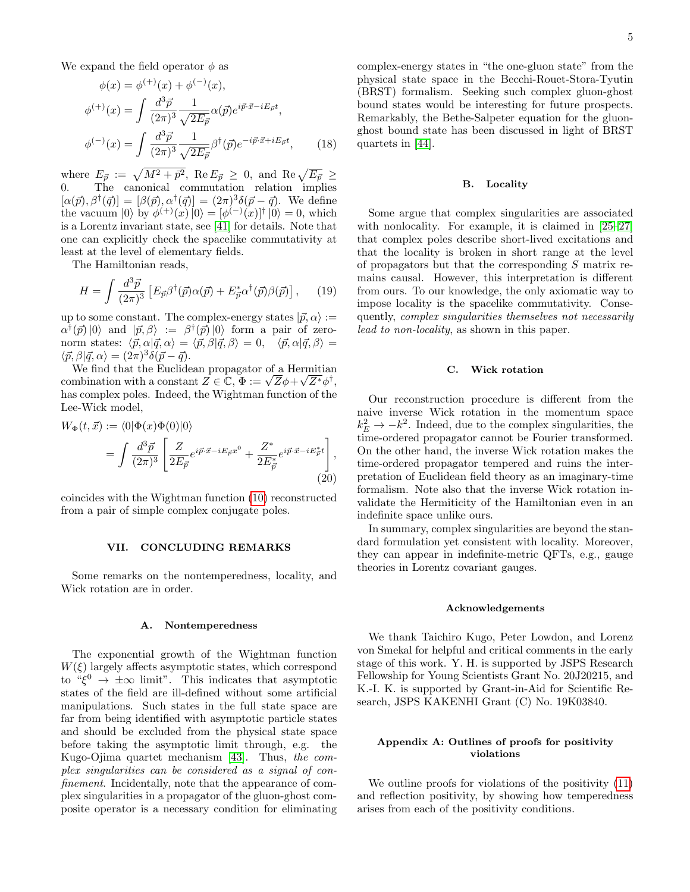We expand the field operator $\phi$ as

$$
\begin{aligned}
\phi(x) &= \phi^{(+)}(x) + \phi^{(-)}(x), \\
\phi^{(+)}(x) &= \int \frac{d^3\vec{p}}{(2\pi)^3} \frac{1}{\sqrt{2E_{\vec{p}}}} \alpha(\vec{p}) e^{i\vec{p}\cdot\vec{x} - iE_{\vec{p}}t}, \\
\phi^{(-)}(x) &= \int \frac{d^3\vec{p}}{(2\pi)^3} \frac{1}{\sqrt{2E_{\vec{p}}}} \beta^\dagger(\vec{p}) e^{-i\vec{p}\cdot\vec{x} + iE_{\vec{p}}t},
\end{aligned}
\tag{18}
$$

where $E_{\vec{p}} := \sqrt{M^2 + \vec{p}^2}$, $\mathrm{Re}\, E_{\vec{p}} \geq 0$, and $\mathrm{Re}\sqrt{E_{\vec{p}}} \geq 0$. The canonical commutation relation implies $[\alpha(\vec{p}), \beta^\dagger(\vec{q})] = [\beta(\vec{p}), \alpha^\dagger(\vec{q})] = (2\pi)^3 \delta(\vec{p} - \vec{q})$. We define the vacuum $|0\rangle$ by $\phi^{(+)}(x)|0\rangle = [\phi^{(-)}(x)]^\dagger |0\rangle = 0$, which is a Lorentz invariant state, see [41] for details. Note that one can explicitly check the spacelike commutativity at least at the level of elementary fields.

The Hamiltonian reads,

$$
H = \int \frac{d^3\vec{p}}{(2\pi)^3} \left[ E_{\vec{p}} \beta^\dagger(\vec{p}) \alpha(\vec{p}) + E^*_{\vec{p}} \alpha^\dagger(\vec{p}) \beta(\vec{p}) \right], \tag{19}
$$

up to some constant. The complex-energy states $|\vec{p}, \alpha\rangle := \alpha^\dagger(\vec{p})|0\rangle$ and $|\vec{p}, \beta\rangle := \beta^\dagger(\vec{p})|0\rangle$ form a pair of zero-norm states: $\langle \vec{p}, \alpha | \vec{q}, \alpha \rangle = \langle \vec{p}, \beta | \vec{q}, \beta \rangle = 0$, $\langle \vec{p}, \alpha | \vec{q}, \beta \rangle = \langle \vec{p}, \beta | \vec{q}, \alpha \rangle = (2\pi)^3 \delta(\vec{p} - \vec{q})$.

We find that the Euclidean propagator of a Hermitian combination with a constant $Z \in \mathbb{C}$, $\Phi := \sqrt{Z}\phi + \sqrt{Z^*}\phi^\dagger$, has complex poles. Indeed, the Wightman function of the Lee-Wick model,

$$
\begin{aligned}
W_\Phi(t, \vec{x}) &:= \langle 0 | \Phi(x) \Phi(0) | 0 \rangle \\
&= \int \frac{d^3\vec{p}}{(2\pi)^3} \left[ \frac{Z}{2E_{\vec{p}}} e^{i\vec{p}\cdot\vec{x} - iE_{\vec{p}}x^0} + \frac{Z^*}{2E^*_{\vec{p}}} e^{i\vec{p}\cdot\vec{x} - iE^*_{\vec{p}}t} \right],
\end{aligned}
\tag{20}
$$

coincides with the Wightman function (10) reconstructed from a pair of simple complex conjugate poles.

## VII. CONCLUDING REMARKS

Some remarks on the nontemperedness, locality, and Wick rotation are in order.

### A. Nontemperedness

The exponential growth of the Wightman function $W(\xi)$ largely affects asymptotic states, which correspond to "$\xi^0 \to \pm\infty$ limit". This indicates that asymptotic states of the field are ill-defined without some artificial manipulations. Such states in the full state space are far from being identified with asymptotic particle states and should be excluded from the physical state space before taking the asymptotic limit through, e.g. the Kugo-Ojima quartet mechanism [43]. Thus, *the complex singularities can be considered as a signal of confinement*. Incidentally, note that the appearance of complex singularities in a propagator of the gluon-ghost composite operator is a necessary condition for eliminating complex-energy states in "the one-gluon state" from the physical state space in the Becchi-Rouet-Stora-Tyutin (BRST) formalism. Seeking such complex gluon-ghost bound states would be interesting for future prospects. Remarkably, the Bethe-Salpeter equation for the gluon-ghost bound state has been discussed in light of BRST quartets in [44].

### B. Locality

Some argue that complex singularities are associated with nonlocality. For example, it is claimed in [25–27] that complex poles describe short-lived excitations and that the locality is broken in short range at the level of propagators but that the corresponding $S$ matrix remains causal. However, this interpretation is different from ours. To our knowledge, the only axiomatic way to impose locality is the spacelike commutativity. Consequently, *complex singularities themselves not necessarily lead to non-locality*, as shown in this paper.

### C. Wick rotation

Our reconstruction procedure is different from the naive inverse Wick rotation in the momentum space $k_E^2 \to -k^2$. Indeed, due to the complex singularities, the time-ordered propagator cannot be Fourier transformed. On the other hand, the inverse Wick rotation makes the time-ordered propagator tempered and ruins the interpretation of Euclidean field theory as an imaginary-time formalism. Note also that the inverse Wick rotation invalidate the Hermiticity of the Hamiltonian even in an indefinite space unlike ours.

In summary, complex singularities are beyond the standard formulation yet consistent with locality. Moreover, they can appear in indefinite-metric QFTs, e.g., gauge theories in Lorentz covariant gauges.

### Acknowledgements

We thank Taichiro Kugo, Peter Lowdon, and Lorenz von Smekal for helpful and critical comments in the early stage of this work. Y. H. is supported by JSPS Research Fellowship for Young Scientists Grant No. 20J20215, and K.-I. K. is supported by Grant-in-Aid for Scientific Research, JSPS KAKENHI Grant (C) No. 19K03840.

## Appendix A: Outlines of proofs for positivity violations

We outline proofs for violations of the positivity (11) and reflection positivity, by showing how temperedness arises from each of the positivity conditions.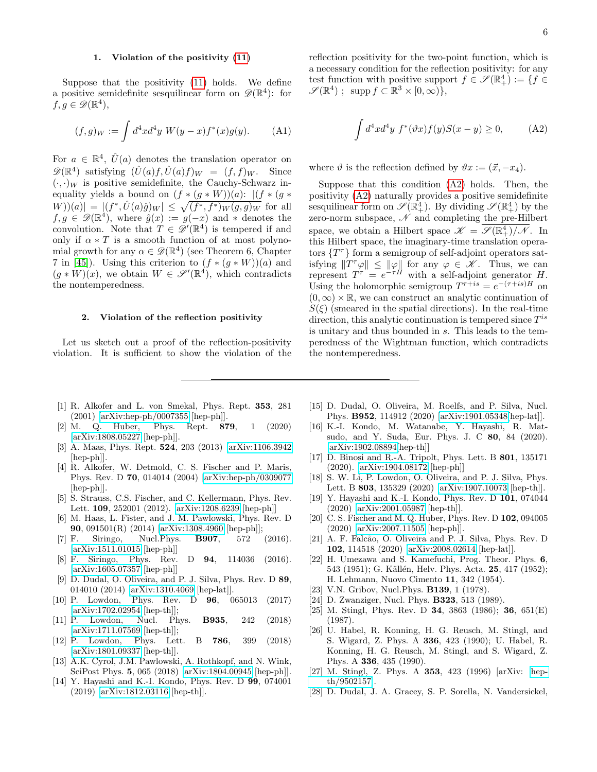### 1. Violation of the positivity (11)

Suppose that the positivity (11) holds. We define a positive semidefinite sesquilinear form on $\mathscr{D}(\mathbb{R}^4)$: for $f, g \in \mathscr{D}(\mathbb{R}^4)$,

$$(f,g)_W := \int d^4x d^4y \; W(y-x) f^*(x) g(y). \tag{A1}$$

For $a \in \mathbb{R}^4$, $\hat{U}(a)$ denotes the translation operator on $\mathscr{D}(\mathbb{R}^4)$ satisfying $(\hat{U}(a)f, \hat{U}(a)f)_W = (f,f)_W$. Since $(\cdot,\cdot)_W$ is positive semidefinite, the Cauchy-Schwarz inequality yields a bound on $(f*(g*W))(a)$: $|(f*(g*W))(a)| = |(f^*, \hat{U}(a)\hat{g})_W| \leq \sqrt{(f^*,f^*)_W (g,g)_W}$ for all $f, g \in \mathscr{D}(\mathbb{R}^4)$, where $\hat{g}(x) := g(-x)$ and $*$ denotes the convolution. Note that $T \in \mathscr{D}'(\mathbb{R}^4)$ is tempered if and only if $\alpha * T$ is a smooth function of at most polynomial growth for any $\alpha \in \mathscr{D}(\mathbb{R}^4)$ (see Theorem 6, Chapter 7 in [45]). Using this criterion to $(f*(g*W))(a)$ and $(g*W)(x)$, we obtain $W \in \mathscr{S}'(\mathbb{R}^4)$, which contradicts the nontemperedness.

### 2. Violation of the reflection positivity

Let us sketch out a proof of the reflection-positivity violation. It is sufficient to show the violation of the reflection positivity for the two-point function, which is a necessary condition for the reflection positivity: for any test function with positive support $f \in \mathscr{S}(\mathbb{R}^4_+) := \{f \in \mathscr{S}(\mathbb{R}^4) \; ; \; \mathrm{supp}\, f \subset \mathbb{R}^3 \times [0,\infty)\}$,

$$\int d^4x d^4y \; f^*(\vartheta x) f(y) S(x-y) \geq 0, \tag{A2}$$

where $\vartheta$ is the reflection defined by $\vartheta x := (\vec{x}, -x_4)$.

Suppose that this condition (A2) holds. Then, the positivity (A2) naturally provides a positive semidefinite sesquilinear form on $\mathscr{S}(\mathbb{R}^4_+)$. By dividing $\mathscr{S}(\mathbb{R}^4_+)$ by the zero-norm subspace, $\mathscr{N}$ and completing the pre-Hilbert space, we obtain a Hilbert space $\mathscr{K} = \overline{\mathscr{S}(\mathbb{R}^4_+)/\mathscr{N}}$. In this Hilbert space, the imaginary-time translation operators $\{T^\tau\}$ form a semigroup of self-adjoint operators satisfying $\|T^\tau \varphi\| \leq \|\varphi\|$ for any $\varphi \in \mathscr{K}$. Thus, we can represent $T^\tau = e^{-\tau H}$ with a self-adjoint generator $H$. Using the holomorphic semigroup $T^{\tau+is} = e^{-(\tau+is)H}$ on $(0,\infty)\times\mathbb{R}$, we can construct an analytic continuation of $S(\xi)$ (smeared in the spatial directions). In the real-time direction, this analytic continuation is tempered since $T^{is}$ is unitary and thus bounded in $s$. This leads to the temperedness of the Wightman function, which contradicts the nontemperedness.

---

[1] R. Alkofer and L. von Smekal, Phys. Rept. **353**, 281 (2001) [arXiv:hep-ph/0007355 [hep-ph]].

[2] M. Q. Huber, Phys. Rept. **879**, 1 (2020) [arXiv:1808.05227 [hep-ph]].

[3] A. Maas, Phys. Rept. **524**, 203 (2013) [arXiv:1106.3942 [hep-ph]].

[4] R. Alkofer, W. Detmold, C. S. Fischer and P. Maris, Phys. Rev. D **70**, 014014 (2004) [arXiv:hep-ph/0309077 [hep-ph]].

[5] S. Strauss, C.S. Fischer, and C. Kellermann, Phys. Rev. Lett. **109**, 252001 (2012). [arXiv:1208.6239 [hep-ph]]

[6] M. Haas, L. Fister, and J. M. Pawlowski, Phys. Rev. D **90**, 091501(R) (2014) [arXiv:1308.4960 [hep-ph]];

[7] F. Siringo, Nucl.Phys. **B907**, 572 (2016). [arXiv:1511.01015 [hep-ph]]

[8] F. Siringo, Phys. Rev. D **94**, 114036 (2016). [arXiv:1605.07357 [hep-ph]]

[9] D. Dudal, O. Oliveira, and P. J. Silva, Phys. Rev. D **89**, 014010 (2014) [arXiv:1310.4069 [hep-lat]].

[10] P. Lowdon, Phys. Rev. D **96**, 065013 (2017) [arXiv:1702.02954 [hep-th]];

[11] P. Lowdon, Nucl. Phys. **B935**, 242 (2018) [arXiv:1711.07569 [hep-th]];

[12] P. Lowdon, Phys. Lett. B **786**, 399 (2018) [arXiv:1801.09337 [hep-th]].

[13] A.K. Cyrol, J.M. Pawlowski, A. Rothkopf, and N. Wink, SciPost Phys. **5**, 065 (2018) [arXiv:1804.00945 [hep-ph]].

[14] Y. Hayashi and K.-I. Kondo, Phys. Rev. D **99**, 074001 (2019) [arXiv:1812.03116 [hep-th]].

[15] D. Dudal, O. Oliveira, M. Roelfs, and P. Silva, Nucl. Phys. **B952**, 114912 (2020) [arXiv:1901.05348 [hep-lat]].

[16] K.-I. Kondo, M. Watanabe, Y. Hayashi, R. Matsudo, and Y. Suda, Eur. Phys. J. C **80**, 84 (2020). [arXiv:1902.08894 [hep-th]]

[17] D. Binosi and R.-A. Tripolt, Phys. Lett. B **801**, 135171 (2020). [arXiv:1904.08172 [hep-ph]]

[18] S. W. Li, P. Lowdon, O. Oliveira, and P. J. Silva, Phys. Lett. B **803**, 135329 (2020) [arXiv:1907.10073 [hep-th]].

[19] Y. Hayashi and K.-I. Kondo, Phys. Rev. D **101**, 074044 (2020) [arXiv:2001.05987 [hep-th]].

[20] C. S. Fischer and M. Q. Huber, Phys. Rev. D **102**, 094005 (2020) [arXiv:2007.11505 [hep-ph]].

[21] A. F. Falcão, O. Oliveira and P. J. Silva, Phys. Rev. D **102**, 114518 (2020) [arXiv:2008.02614 [hep-lat]].

[22] H. Umezawa and S. Kamefuchi, Prog. Theor. Phys. **6**, 543 (1951); G. Källén, Helv. Phys. Acta. **25**, 417 (1952); H. Lehmann, Nuovo Cimento **11**, 342 (1954).

[23] V.N. Gribov, Nucl.Phys. **B139**, 1 (1978).

[24] D. Zwanziger, Nucl. Phys. **B323**, 513 (1989).

[25] M. Stingl, Phys. Rev. D **34**, 3863 (1986); **36**, 651(E) (1987).

[26] U. Habel, R. Konning, H. G. Reusch, M. Stingl, and S. Wigard, Z. Phys. A **336**, 423 (1990); U. Habel, R. Konning, H. G. Reusch, M. Stingl, and S. Wigard, Z. Phys. A **336**, 435 (1990).

[27] M. Stingl, Z. Phys. A **353**, 423 (1996) [arXiv: hep-th/9502157].

[28] D. Dudal, J. A. Gracey, S. P. Sorella, N. Vandersickel,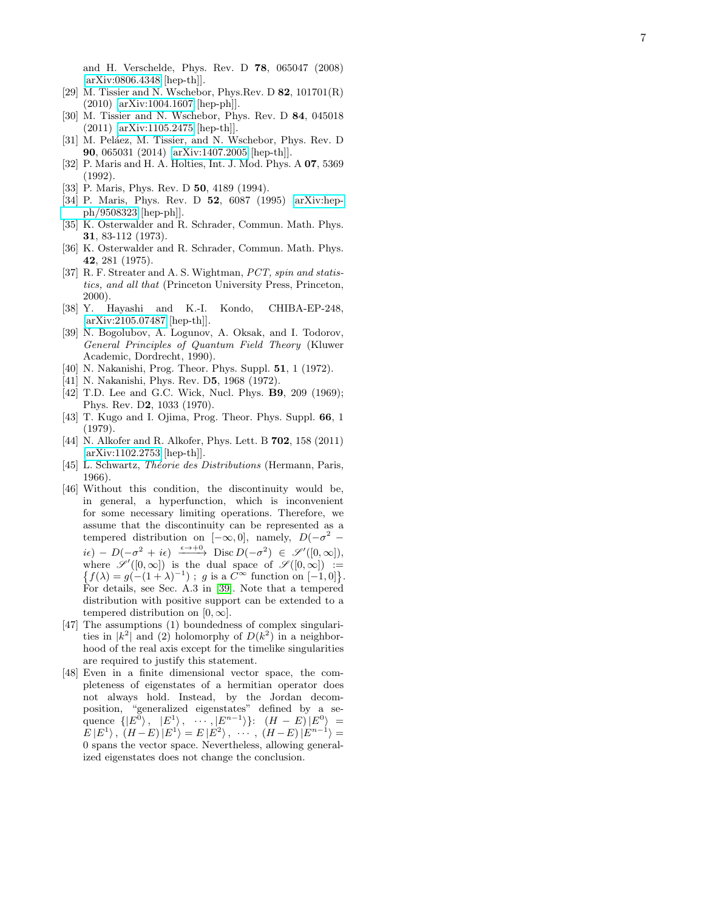and H. Verschelde, Phys. Rev. D **78**, 065047 (2008) [arXiv:0806.4348 [hep-th]].

[29] M. Tissier and N. Wschebor, Phys.Rev. D **82**, 101701(R) (2010) [arXiv:1004.1607 [hep-ph]].

[30] M. Tissier and N. Wschebor, Phys. Rev. D **84**, 045018 (2011) [arXiv:1105.2475 [hep-th]].

[31] M. Peláez, M. Tissier, and N. Wschebor, Phys. Rev. D **90**, 065031 (2014) [arXiv:1407.2005 [hep-th]].

[32] P. Maris and H. A. Holties, Int. J. Mod. Phys. A **07**, 5369 (1992).

[33] P. Maris, Phys. Rev. D **50**, 4189 (1994).

[34] P. Maris, Phys. Rev. D **52**, 6087 (1995) [arXiv:hep-ph/9508323 [hep-ph]].

[35] K. Osterwalder and R. Schrader, Commun. Math. Phys. **31**, 83-112 (1973).

[36] K. Osterwalder and R. Schrader, Commun. Math. Phys. **42**, 281 (1975).

[37] R. F. Streater and A. S. Wightman, *PCT, spin and statistics, and all that* (Princeton University Press, Princeton, 2000).

[38] Y. Hayashi and K.-I. Kondo, CHIBA-EP-248, [arXiv:2105.07487 [hep-th]].

[39] N. Bogolubov, A. Logunov, A. Oksak, and I. Todorov, *General Principles of Quantum Field Theory* (Kluwer Academic, Dordrecht, 1990).

[40] N. Nakanishi, Prog. Theor. Phys. Suppl. **51**, 1 (1972).

[41] N. Nakanishi, Phys. Rev. D**5**, 1968 (1972).

[42] T.D. Lee and G.C. Wick, Nucl. Phys. **B9**, 209 (1969); Phys. Rev. D**2**, 1033 (1970).

[43] T. Kugo and I. Ojima, Prog. Theor. Phys. Suppl. **66**, 1 (1979).

[44] N. Alkofer and R. Alkofer, Phys. Lett. B **702**, 158 (2011) [arXiv:1102.2753 [hep-th]].

[45] L. Schwartz, *Théorie des Distributions* (Hermann, Paris, 1966).

[46] Without this condition, the discontinuity would be, in general, a hyperfunction, which is inconvenient for some necessary limiting operations. Therefore, we assume that the discontinuity can be represented as a tempered distribution on $[-\infty, 0]$, namely, $D(-\sigma^2 - i\epsilon) - D(-\sigma^2 + i\epsilon) \xrightarrow{\epsilon \to +0} \mathrm{Disc}\, D(-\sigma^2) \in \mathscr{S}'([0,\infty])$, where $\mathscr{S}'([0,\infty])$ is the dual space of $\mathscr{S}([0,\infty]) := \left\{ f(\lambda) = g(-(1+\lambda)^{-1}) \ ; \ g \text{ is a } C^\infty \text{ function on } [-1, 0] \right\}$. For details, see Sec. A.3 in [39]. Note that a tempered distribution with positive support can be extended to a tempered distribution on $[0, \infty]$.

[47] The assumptions (1) boundedness of complex singularities in $|k^2|$ and (2) holomorphy of $D(k^2)$ in a neighborhood of the real axis except for the timelike singularities are required to justify this statement.

[48] Even in a finite dimensional vector space, the completeness of eigenstates of a hermitian operator does not always hold. Instead, by the Jordan decomposition, "generalized eigenstates" defined by a sequence $\{|E^0\rangle, \ |E^1\rangle, \ \cdots, |E^{n-1}\rangle\}$: $(H - E)\,|E^0\rangle = E\,|E^1\rangle$, $(H-E)\,|E^1\rangle = E\,|E^2\rangle$, $\cdots$, $(H-E)\,|E^{n-1}\rangle = 0$ spans the vector space. Nevertheless, allowing generalized eigenstates does not change the conclusion.